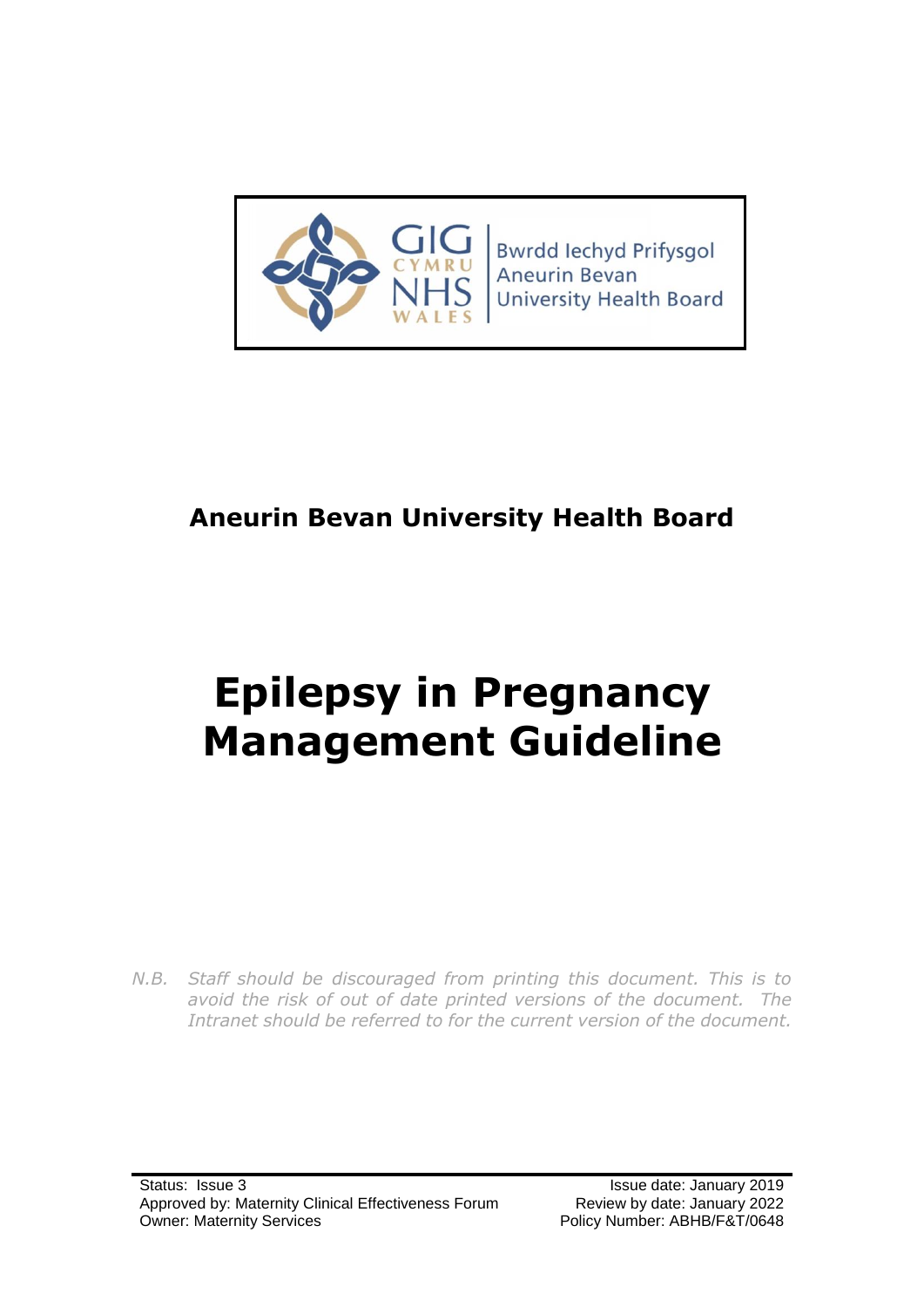Bwrdd Iechyd Prifysgol Aneurin Bevan University Health Board

**Aneurin Bevan University Health Board**

# Epilepsy in Pregnancy Management Guideline

*N.B. Staff should be discouraged from printing this document. This is to avoid the risk of out of date printed versions of the document. The Intranet should be referred to for the current version of the document.*

| | |
|---|---|
| Status: Issue 3 | Issue date: January 2019 |
| Approved by: Maternity Clinical Effectiveness Forum | Review by date: January 2022 |
| Owner: Maternity Services | Policy Number: ABHB/F&T/0648 |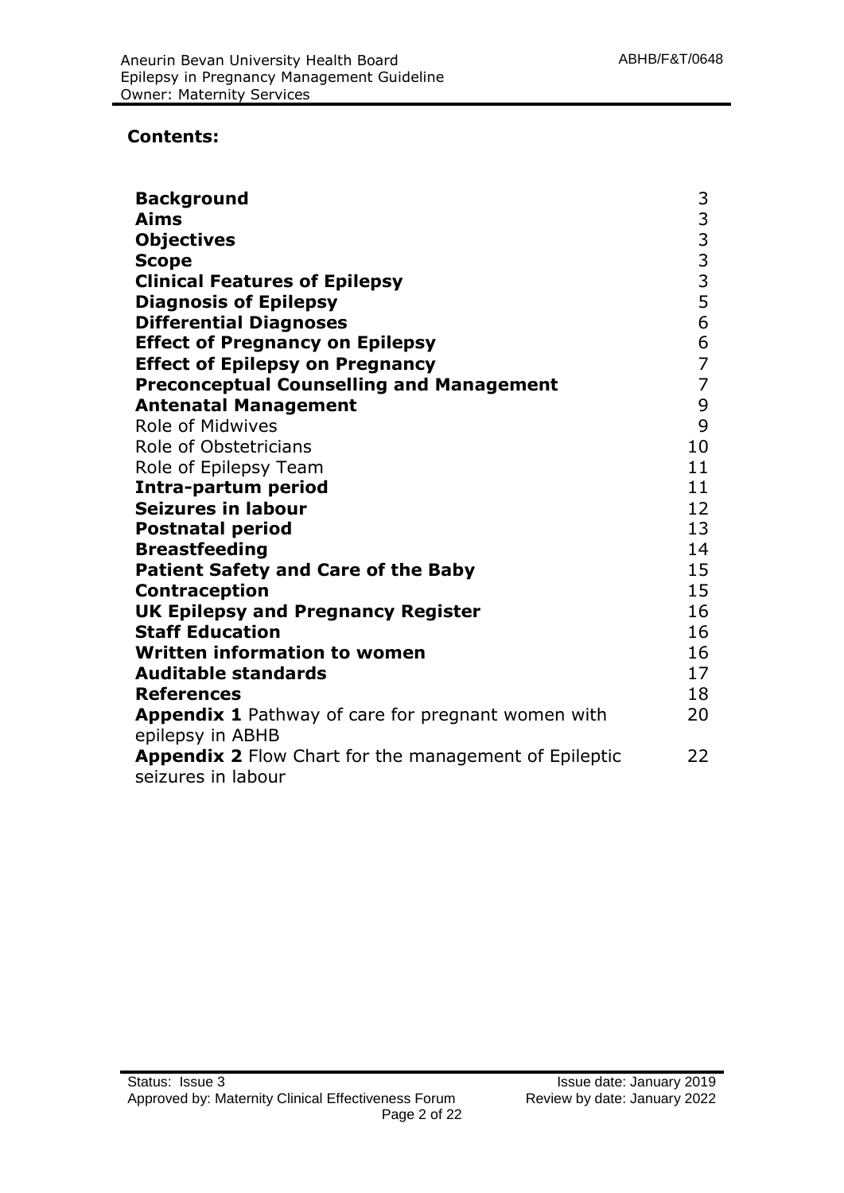## Contents:

| | |
|---|---|
| **Background** | 3 |
| **Aims** | 3 |
| **Objectives** | 3 |
| **Scope** | 3 |
| **Clinical Features of Epilepsy** | 3 |
| **Diagnosis of Epilepsy** | 5 |
| **Differential Diagnoses** | 6 |
| **Effect of Pregnancy on Epilepsy** | 6 |
| **Effect of Epilepsy on Pregnancy** | 7 |
| **Preconceptual Counselling and Management** | 7 |
| **Antenatal Management** | 9 |
| Role of Midwives | 9 |
| Role of Obstetricians | 10 |
| Role of Epilepsy Team | 11 |
| **Intra-partum period** | 11 |
| **Seizures in labour** | 12 |
| **Postnatal period** | 13 |
| **Breastfeeding** | 14 |
| **Patient Safety and Care of the Baby** | 15 |
| **Contraception** | 15 |
| **UK Epilepsy and Pregnancy Register** | 16 |
| **Staff Education** | 16 |
| **Written information to women** | 16 |
| **Auditable standards** | 17 |
| **References** | 18 |
| **Appendix 1** Pathway of care for pregnant women with epilepsy in ABHB | 20 |
| **Appendix 2** Flow Chart for the management of Epileptic seizures in labour | 22 |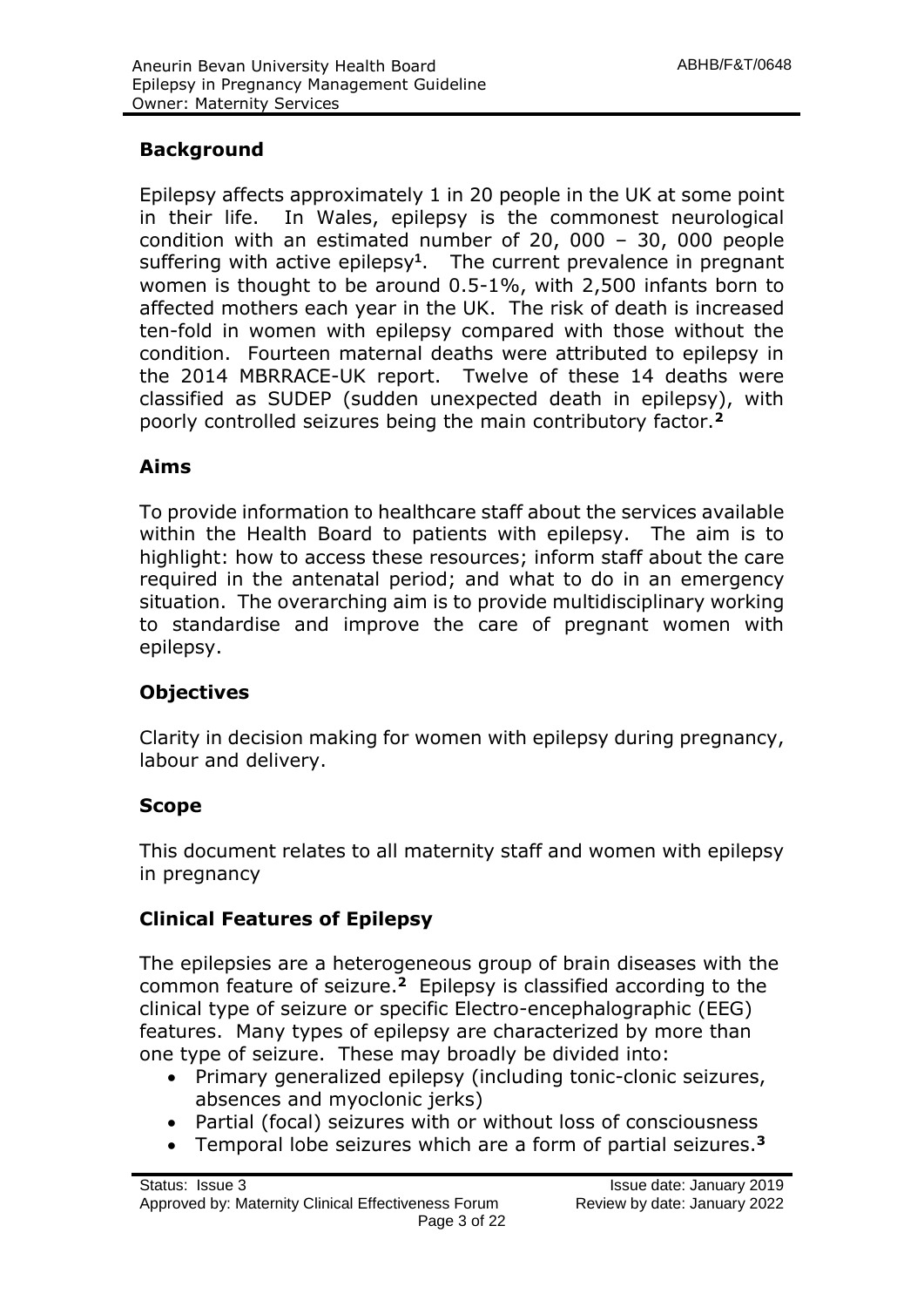## Background

Epilepsy affects approximately 1 in 20 people in the UK at some point in their life. In Wales, epilepsy is the commonest neurological condition with an estimated number of 20, 000 – 30, 000 people suffering with active epilepsy[1]. The current prevalence in pregnant women is thought to be around 0.5-1%, with 2,500 infants born to affected mothers each year in the UK. The risk of death is increased ten-fold in women with epilepsy compared with those without the condition. Fourteen maternal deaths were attributed to epilepsy in the 2014 MBRRACE-UK report. Twelve of these 14 deaths were classified as SUDEP (sudden unexpected death in epilepsy), with poorly controlled seizures being the main contributory factor.[2]

## Aims

To provide information to healthcare staff about the services available within the Health Board to patients with epilepsy. The aim is to highlight: how to access these resources; inform staff about the care required in the antenatal period; and what to do in an emergency situation. The overarching aim is to provide multidisciplinary working to standardise and improve the care of pregnant women with epilepsy.

## Objectives

Clarity in decision making for women with epilepsy during pregnancy, labour and delivery.

## Scope

This document relates to all maternity staff and women with epilepsy in pregnancy

## Clinical Features of Epilepsy

The epilepsies are a heterogeneous group of brain diseases with the common feature of seizure.[2] Epilepsy is classified according to the clinical type of seizure or specific Electro-encephalographic (EEG) features. Many types of epilepsy are characterized by more than one type of seizure. These may broadly be divided into:

- Primary generalized epilepsy (including tonic-clonic seizures, absences and myoclonic jerks)
- Partial (focal) seizures with or without loss of consciousness
- Temporal lobe seizures which are a form of partial seizures.[3]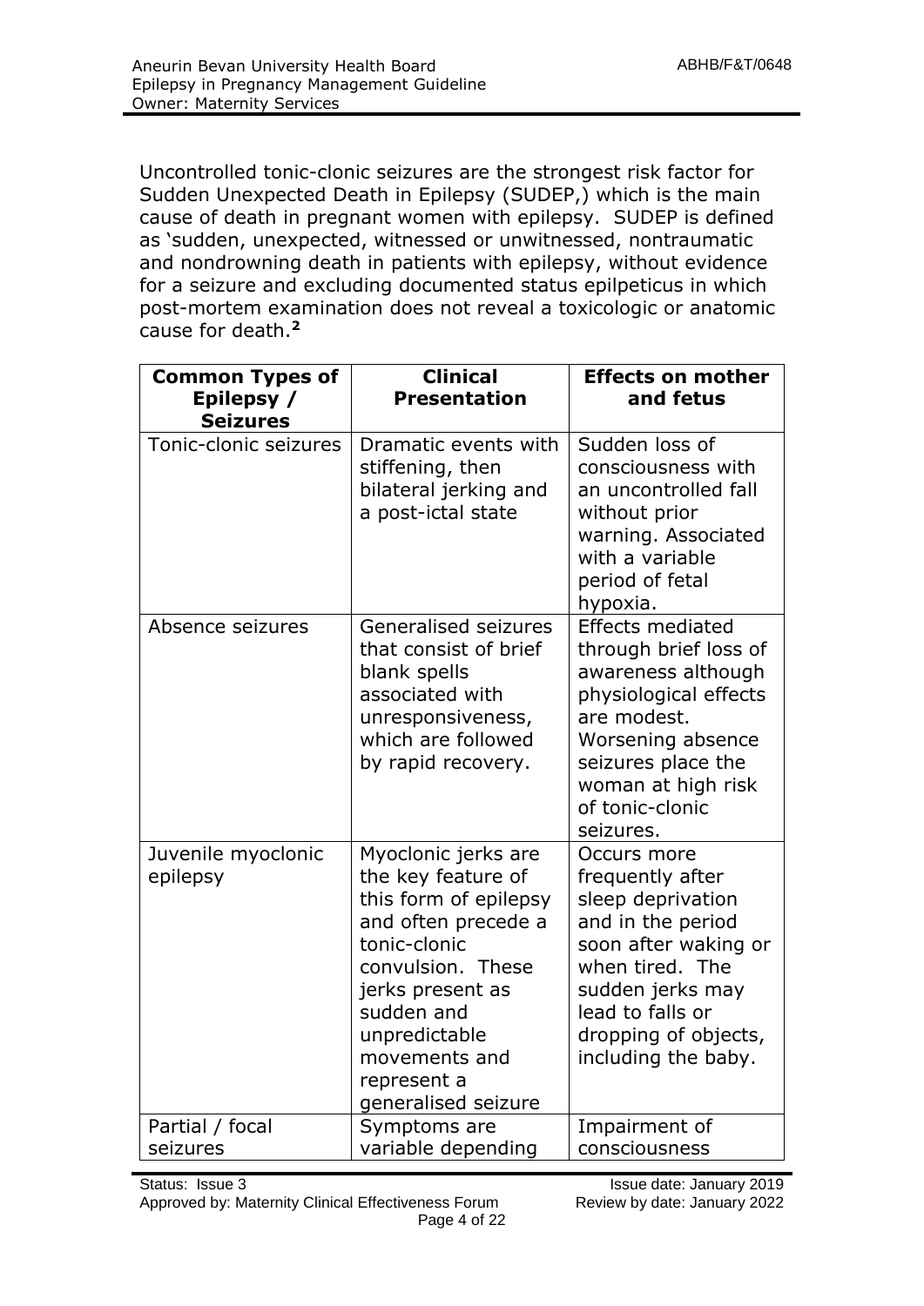Uncontrolled tonic-clonic seizures are the strongest risk factor for Sudden Unexpected Death in Epilepsy (SUDEP,) which is the main cause of death in pregnant women with epilepsy. SUDEP is defined as 'sudden, unexpected, witnessed or unwitnessed, nontraumatic and nondrowning death in patients with epilepsy, without evidence for a seizure and excluding documented status epilpeticus in which post-mortem examination does not reveal a toxicologic or anatomic cause for death.[2]

| Common Types of Epilepsy / Seizures | Clinical Presentation | Effects on mother and fetus |
|---|---|---|
| Tonic-clonic seizures | Dramatic events with stiffening, then bilateral jerking and a post-ictal state | Sudden loss of consciousness with an uncontrolled fall without prior warning. Associated with a variable period of fetal hypoxia. |
| Absence seizures | Generalised seizures that consist of brief blank spells associated with unresponsiveness, which are followed by rapid recovery. | Effects mediated through brief loss of awareness although physiological effects are modest. Worsening absence seizures place the woman at high risk of tonic-clonic seizures. |
| Juvenile myoclonic epilepsy | Myoclonic jerks are the key feature of this form of epilepsy and often precede a tonic-clonic convulsion. These jerks present as sudden and unpredictable movements and represent a generalised seizure | Occurs more frequently after sleep deprivation and in the period soon after waking or when tired. The sudden jerks may lead to falls or dropping of objects, including the baby. |
| Partial / focal seizures | Symptoms are variable depending | Impairment of consciousness |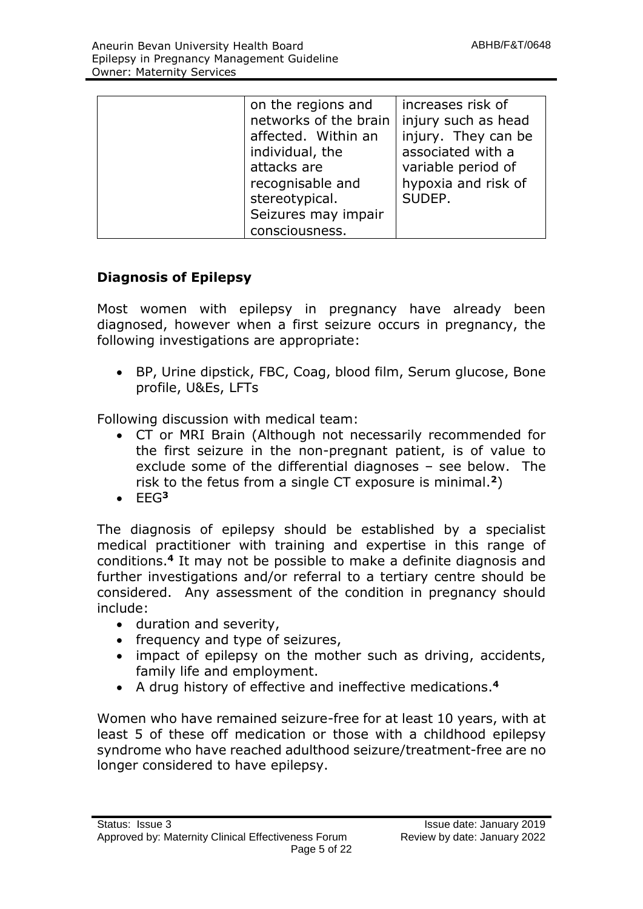| | on the regions and networks of the brain affected. Within an individual, the attacks are recognisable and stereotypical. Seizures may impair consciousness. | increases risk of injury such as head injury. They can be associated with a variable period of hypoxia and risk of SUDEP. |
|---|---|---|

## Diagnosis of Epilepsy

Most women with epilepsy in pregnancy have already been diagnosed, however when a first seizure occurs in pregnancy, the following investigations are appropriate:

- BP, Urine dipstick, FBC, Coag, blood film, Serum glucose, Bone profile, U&Es, LFTs

Following discussion with medical team:

- CT or MRI Brain (Although not necessarily recommended for the first seizure in the non-pregnant patient, is of value to exclude some of the differential diagnoses – see below. The risk to the fetus from a single CT exposure is minimal.[2])
- EEG[3]

The diagnosis of epilepsy should be established by a specialist medical practitioner with training and expertise in this range of conditions.[4] It may not be possible to make a definite diagnosis and further investigations and/or referral to a tertiary centre should be considered. Any assessment of the condition in pregnancy should include:

- duration and severity,
- frequency and type of seizures,
- impact of epilepsy on the mother such as driving, accidents, family life and employment.
- A drug history of effective and ineffective medications.[4]

Women who have remained seizure-free for at least 10 years, with at least 5 of these off medication or those with a childhood epilepsy syndrome who have reached adulthood seizure/treatment-free are no longer considered to have epilepsy.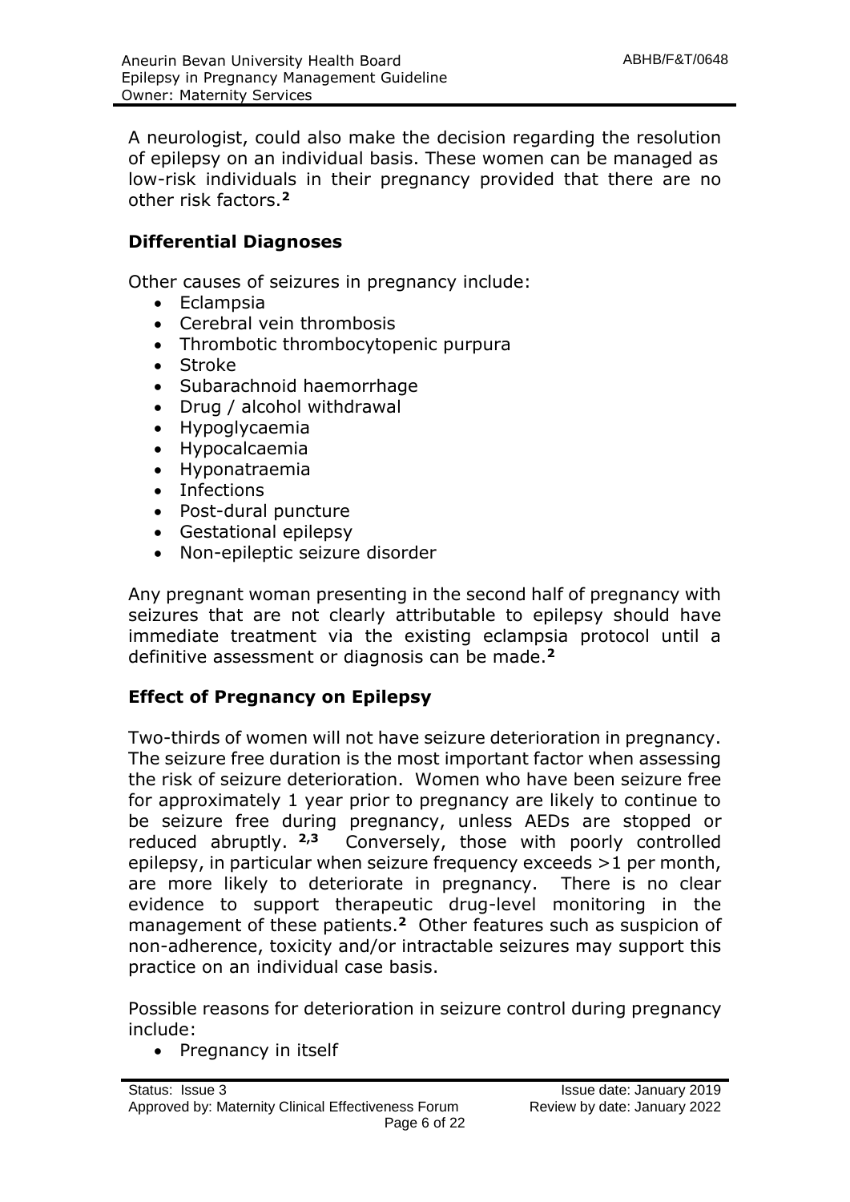A neurologist, could also make the decision regarding the resolution of epilepsy on an individual basis. These women can be managed as low-risk individuals in their pregnancy provided that there are no other risk factors.[2]

## Differential Diagnoses

Other causes of seizures in pregnancy include:

- Eclampsia
- Cerebral vein thrombosis
- Thrombotic thrombocytopenic purpura
- Stroke
- Subarachnoid haemorrhage
- Drug / alcohol withdrawal
- Hypoglycaemia
- Hypocalcaemia
- Hyponatraemia
- Infections
- Post-dural puncture
- Gestational epilepsy
- Non-epileptic seizure disorder

Any pregnant woman presenting in the second half of pregnancy with seizures that are not clearly attributable to epilepsy should have immediate treatment via the existing eclampsia protocol until a definitive assessment or diagnosis can be made.[2]

## Effect of Pregnancy on Epilepsy

Two-thirds of women will not have seizure deterioration in pregnancy. The seizure free duration is the most important factor when assessing the risk of seizure deterioration. Women who have been seizure free for approximately 1 year prior to pregnancy are likely to continue to be seizure free during pregnancy, unless AEDs are stopped or reduced abruptly. [2,3] Conversely, those with poorly controlled epilepsy, in particular when seizure frequency exceeds >1 per month, are more likely to deteriorate in pregnancy. There is no clear evidence to support therapeutic drug-level monitoring in the management of these patients.[2] Other features such as suspicion of non-adherence, toxicity and/or intractable seizures may support this practice on an individual case basis.

Possible reasons for deterioration in seizure control during pregnancy include:

- Pregnancy in itself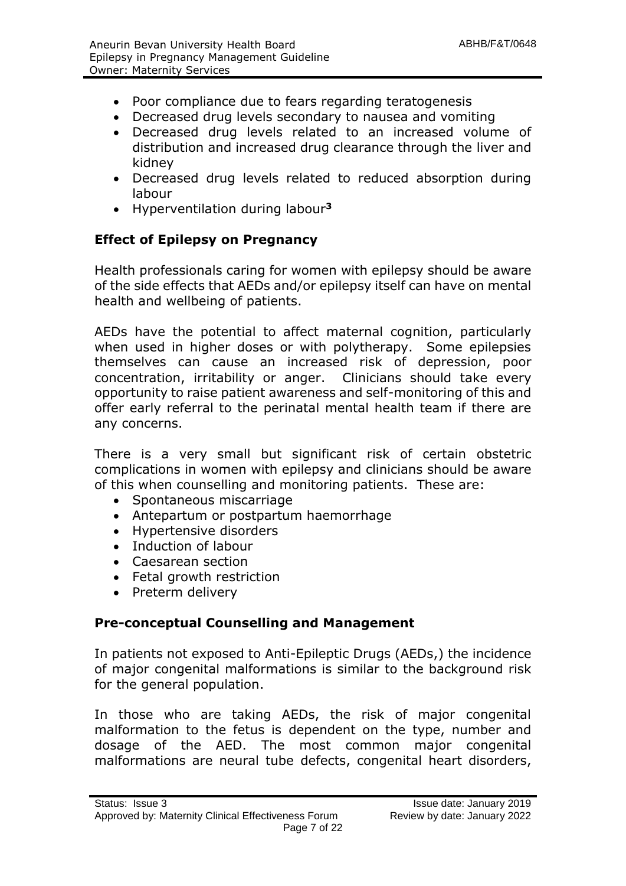- Poor compliance due to fears regarding teratogenesis
- Decreased drug levels secondary to nausea and vomiting
- Decreased drug levels related to an increased volume of distribution and increased drug clearance through the liver and kidney
- Decreased drug levels related to reduced absorption during labour
- Hyperventilation during labour[3]

## Effect of Epilepsy on Pregnancy

Health professionals caring for women with epilepsy should be aware of the side effects that AEDs and/or epilepsy itself can have on mental health and wellbeing of patients.

AEDs have the potential to affect maternal cognition, particularly when used in higher doses or with polytherapy. Some epilepsies themselves can cause an increased risk of depression, poor concentration, irritability or anger. Clinicians should take every opportunity to raise patient awareness and self-monitoring of this and offer early referral to the perinatal mental health team if there are any concerns.

There is a very small but significant risk of certain obstetric complications in women with epilepsy and clinicians should be aware of this when counselling and monitoring patients. These are:

- Spontaneous miscarriage
- Antepartum or postpartum haemorrhage
- Hypertensive disorders
- Induction of labour
- Caesarean section
- Fetal growth restriction
- Preterm delivery

## Pre-conceptual Counselling and Management

In patients not exposed to Anti-Epileptic Drugs (AEDs,) the incidence of major congenital malformations is similar to the background risk for the general population.

In those who are taking AEDs, the risk of major congenital malformation to the fetus is dependent on the type, number and dosage of the AED. The most common major congenital malformations are neural tube defects, congenital heart disorders,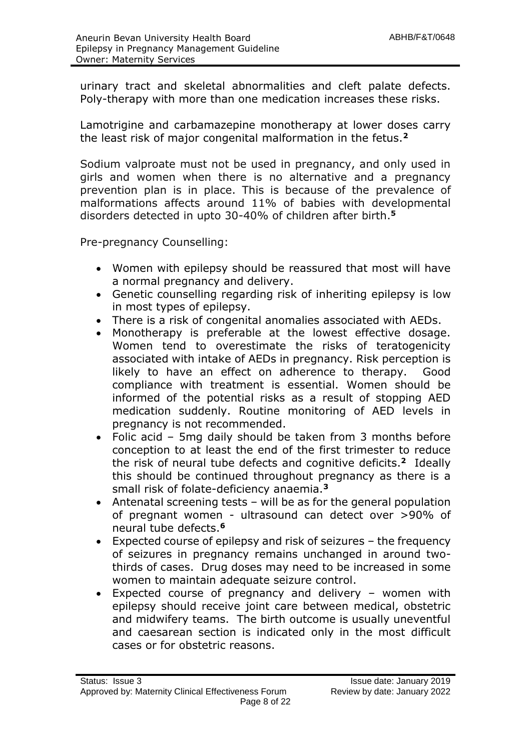urinary tract and skeletal abnormalities and cleft palate defects. Poly-therapy with more than one medication increases these risks.

Lamotrigine and carbamazepine monotherapy at lower doses carry the least risk of major congenital malformation in the fetus.[2]

Sodium valproate must not be used in pregnancy, and only used in girls and women when there is no alternative and a pregnancy prevention plan is in place. This is because of the prevalence of malformations affects around 11% of babies with developmental disorders detected in upto 30-40% of children after birth.[5]

Pre-pregnancy Counselling:

- Women with epilepsy should be reassured that most will have a normal pregnancy and delivery.
- Genetic counselling regarding risk of inheriting epilepsy is low in most types of epilepsy.
- There is a risk of congenital anomalies associated with AEDs.
- Monotherapy is preferable at the lowest effective dosage. Women tend to overestimate the risks of teratogenicity associated with intake of AEDs in pregnancy. Risk perception is likely to have an effect on adherence to therapy. Good compliance with treatment is essential. Women should be informed of the potential risks as a result of stopping AED medication suddenly. Routine monitoring of AED levels in pregnancy is not recommended.
- Folic acid – 5mg daily should be taken from 3 months before conception to at least the end of the first trimester to reduce the risk of neural tube defects and cognitive deficits.[2] Ideally this should be continued throughout pregnancy as there is a small risk of folate-deficiency anaemia.[3]
- Antenatal screening tests – will be as for the general population of pregnant women - ultrasound can detect over >90% of neural tube defects.[6]
- Expected course of epilepsy and risk of seizures – the frequency of seizures in pregnancy remains unchanged in around two-thirds of cases. Drug doses may need to be increased in some women to maintain adequate seizure control.
- Expected course of pregnancy and delivery – women with epilepsy should receive joint care between medical, obstetric and midwifery teams. The birth outcome is usually uneventful and caesarean section is indicated only in the most difficult cases or for obstetric reasons.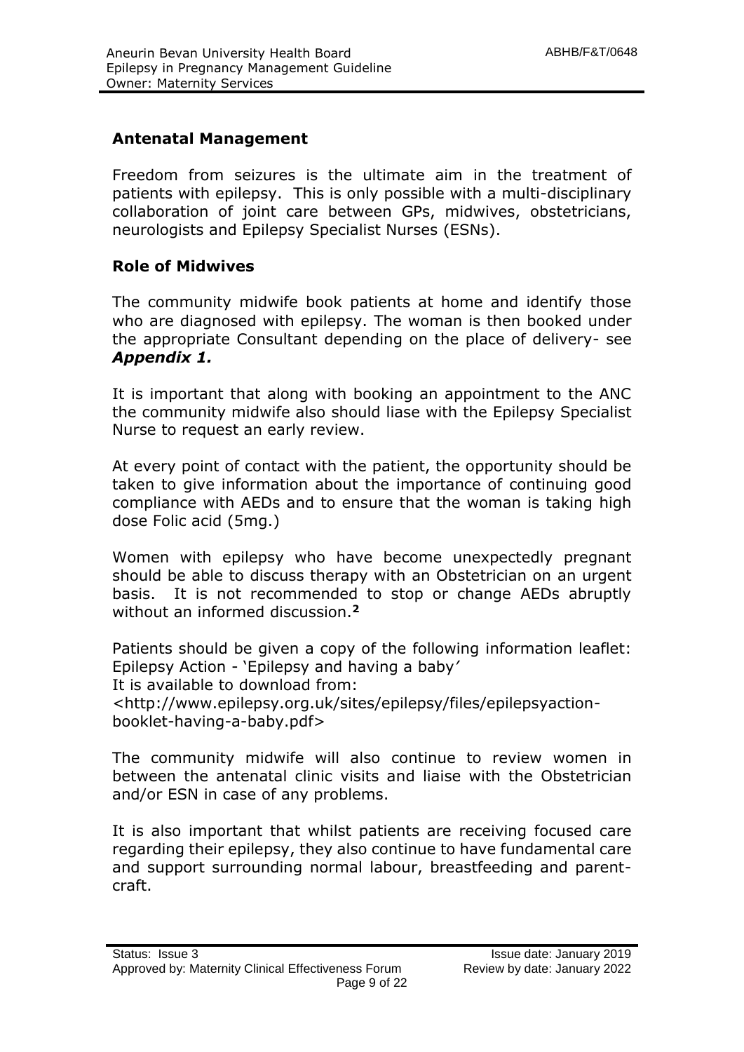## Antenatal Management

Freedom from seizures is the ultimate aim in the treatment of patients with epilepsy. This is only possible with a multi-disciplinary collaboration of joint care between GPs, midwives, obstetricians, neurologists and Epilepsy Specialist Nurses (ESNs).

## Role of Midwives

The community midwife book patients at home and identify those who are diagnosed with epilepsy. The woman is then booked under the appropriate Consultant depending on the place of delivery- see ***Appendix 1.***

It is important that along with booking an appointment to the ANC the community midwife also should liase with the Epilepsy Specialist Nurse to request an early review.

At every point of contact with the patient, the opportunity should be taken to give information about the importance of continuing good compliance with AEDs and to ensure that the woman is taking high dose Folic acid (5mg.)

Women with epilepsy who have become unexpectedly pregnant should be able to discuss therapy with an Obstetrician on an urgent basis. It is not recommended to stop or change AEDs abruptly without an informed discussion.[2]

Patients should be given a copy of the following information leaflet: Epilepsy Action - 'Epilepsy and having a baby'
It is available to download from:
<http://www.epilepsy.org.uk/sites/epilepsy/files/epilepsyaction-booklet-having-a-baby.pdf>

The community midwife will also continue to review women in between the antenatal clinic visits and liaise with the Obstetrician and/or ESN in case of any problems.

It is also important that whilst patients are receiving focused care regarding their epilepsy, they also continue to have fundamental care and support surrounding normal labour, breastfeeding and parent-craft.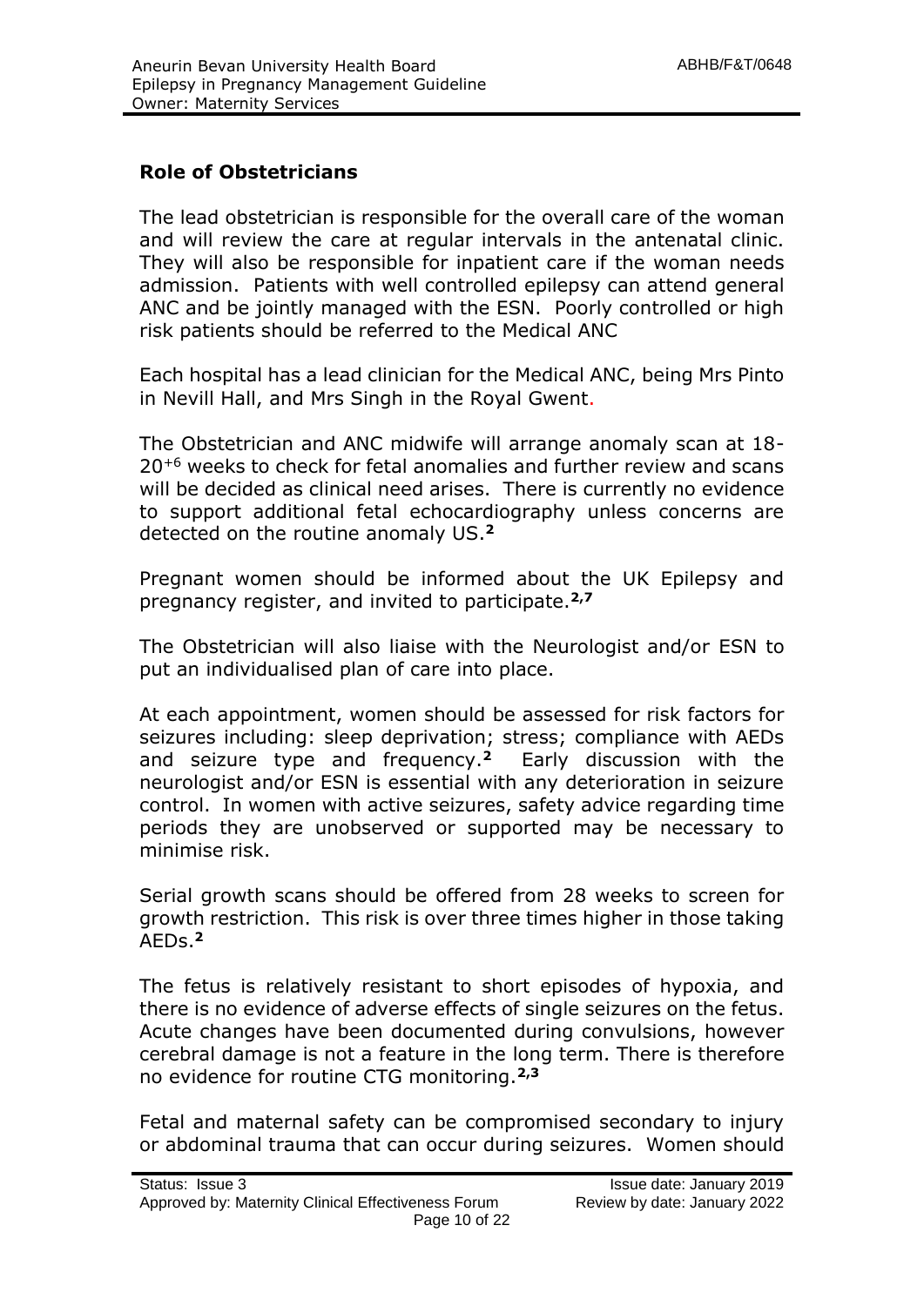## Role of Obstetricians

The lead obstetrician is responsible for the overall care of the woman and will review the care at regular intervals in the antenatal clinic. They will also be responsible for inpatient care if the woman needs admission. Patients with well controlled epilepsy can attend general ANC and be jointly managed with the ESN. Poorly controlled or high risk patients should be referred to the Medical ANC

Each hospital has a lead clinician for the Medical ANC, being Mrs Pinto in Nevill Hall, and Mrs Singh in the Royal Gwent.

The Obstetrician and ANC midwife will arrange anomaly scan at 18-20$^{+6}$ weeks to check for fetal anomalies and further review and scans will be decided as clinical need arises. There is currently no evidence to support additional fetal echocardiography unless concerns are detected on the routine anomaly US.[2]

Pregnant women should be informed about the UK Epilepsy and pregnancy register, and invited to participate.[2,7]

The Obstetrician will also liaise with the Neurologist and/or ESN to put an individualised plan of care into place.

At each appointment, women should be assessed for risk factors for seizures including: sleep deprivation; stress; compliance with AEDs and seizure type and frequency.[2] Early discussion with the neurologist and/or ESN is essential with any deterioration in seizure control. In women with active seizures, safety advice regarding time periods they are unobserved or supported may be necessary to minimise risk.

Serial growth scans should be offered from 28 weeks to screen for growth restriction. This risk is over three times higher in those taking AEDs.[2]

The fetus is relatively resistant to short episodes of hypoxia, and there is no evidence of adverse effects of single seizures on the fetus. Acute changes have been documented during convulsions, however cerebral damage is not a feature in the long term. There is therefore no evidence for routine CTG monitoring.[2,3]

Fetal and maternal safety can be compromised secondary to injury or abdominal trauma that can occur during seizures. Women should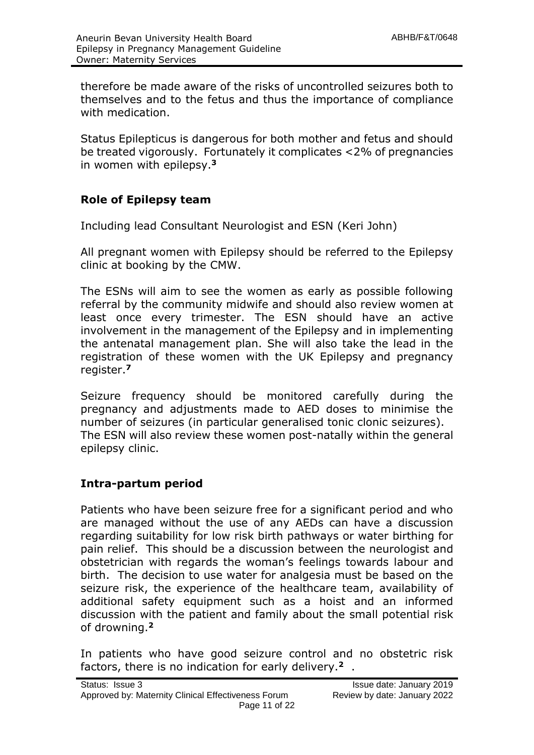therefore be made aware of the risks of uncontrolled seizures both to themselves and to the fetus and thus the importance of compliance with medication.

Status Epilepticus is dangerous for both mother and fetus and should be treated vigorously. Fortunately it complicates <2% of pregnancies in women with epilepsy.[3]

## Role of Epilepsy team

Including lead Consultant Neurologist and ESN (Keri John)

All pregnant women with Epilepsy should be referred to the Epilepsy clinic at booking by the CMW.

The ESNs will aim to see the women as early as possible following referral by the community midwife and should also review women at least once every trimester. The ESN should have an active involvement in the management of the Epilepsy and in implementing the antenatal management plan. She will also take the lead in the registration of these women with the UK Epilepsy and pregnancy register.[7]

Seizure frequency should be monitored carefully during the pregnancy and adjustments made to AED doses to minimise the number of seizures (in particular generalised tonic clonic seizures). The ESN will also review these women post-natally within the general epilepsy clinic.

## Intra-partum period

Patients who have been seizure free for a significant period and who are managed without the use of any AEDs can have a discussion regarding suitability for low risk birth pathways or water birthing for pain relief. This should be a discussion between the neurologist and obstetrician with regards the woman's feelings towards labour and birth. The decision to use water for analgesia must be based on the seizure risk, the experience of the healthcare team, availability of additional safety equipment such as a hoist and an informed discussion with the patient and family about the small potential risk of drowning.[2]

In patients who have good seizure control and no obstetric risk factors, there is no indication for early delivery.[2] .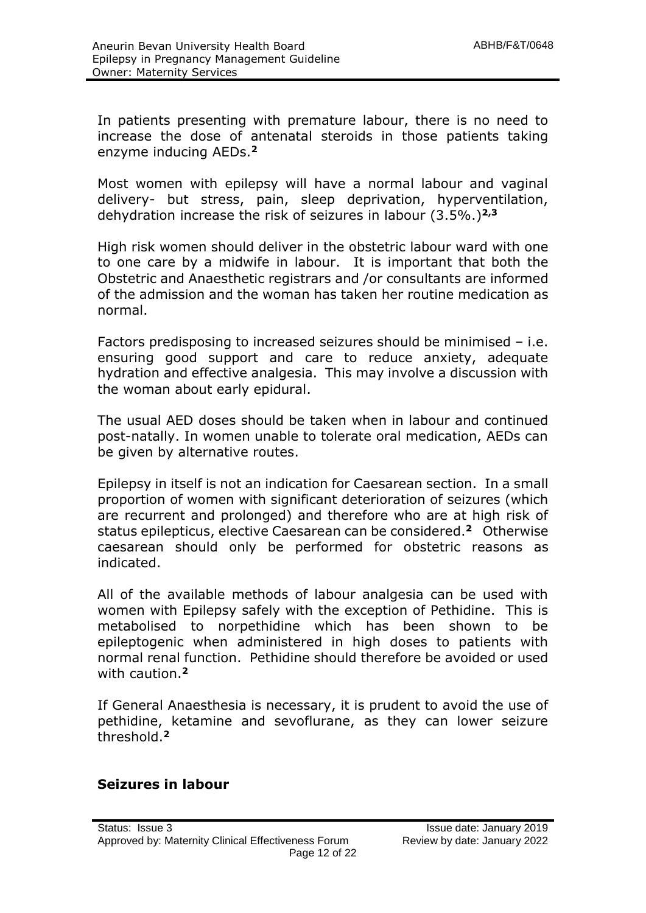In patients presenting with premature labour, there is no need to increase the dose of antenatal steroids in those patients taking enzyme inducing AEDs.[2]

Most women with epilepsy will have a normal labour and vaginal delivery- but stress, pain, sleep deprivation, hyperventilation, dehydration increase the risk of seizures in labour (3.5%.)[2,3]

High risk women should deliver in the obstetric labour ward with one to one care by a midwife in labour. It is important that both the Obstetric and Anaesthetic registrars and /or consultants are informed of the admission and the woman has taken her routine medication as normal.

Factors predisposing to increased seizures should be minimised – i.e. ensuring good support and care to reduce anxiety, adequate hydration and effective analgesia. This may involve a discussion with the woman about early epidural.

The usual AED doses should be taken when in labour and continued post-natally. In women unable to tolerate oral medication, AEDs can be given by alternative routes.

Epilepsy in itself is not an indication for Caesarean section. In a small proportion of women with significant deterioration of seizures (which are recurrent and prolonged) and therefore who are at high risk of status epilepticus, elective Caesarean can be considered.[2] Otherwise caesarean should only be performed for obstetric reasons as indicated.

All of the available methods of labour analgesia can be used with women with Epilepsy safely with the exception of Pethidine. This is metabolised to norpethidine which has been shown to be epileptogenic when administered in high doses to patients with normal renal function. Pethidine should therefore be avoided or used with caution.[2]

If General Anaesthesia is necessary, it is prudent to avoid the use of pethidine, ketamine and sevoflurane, as they can lower seizure threshold.[2]

## Seizures in labour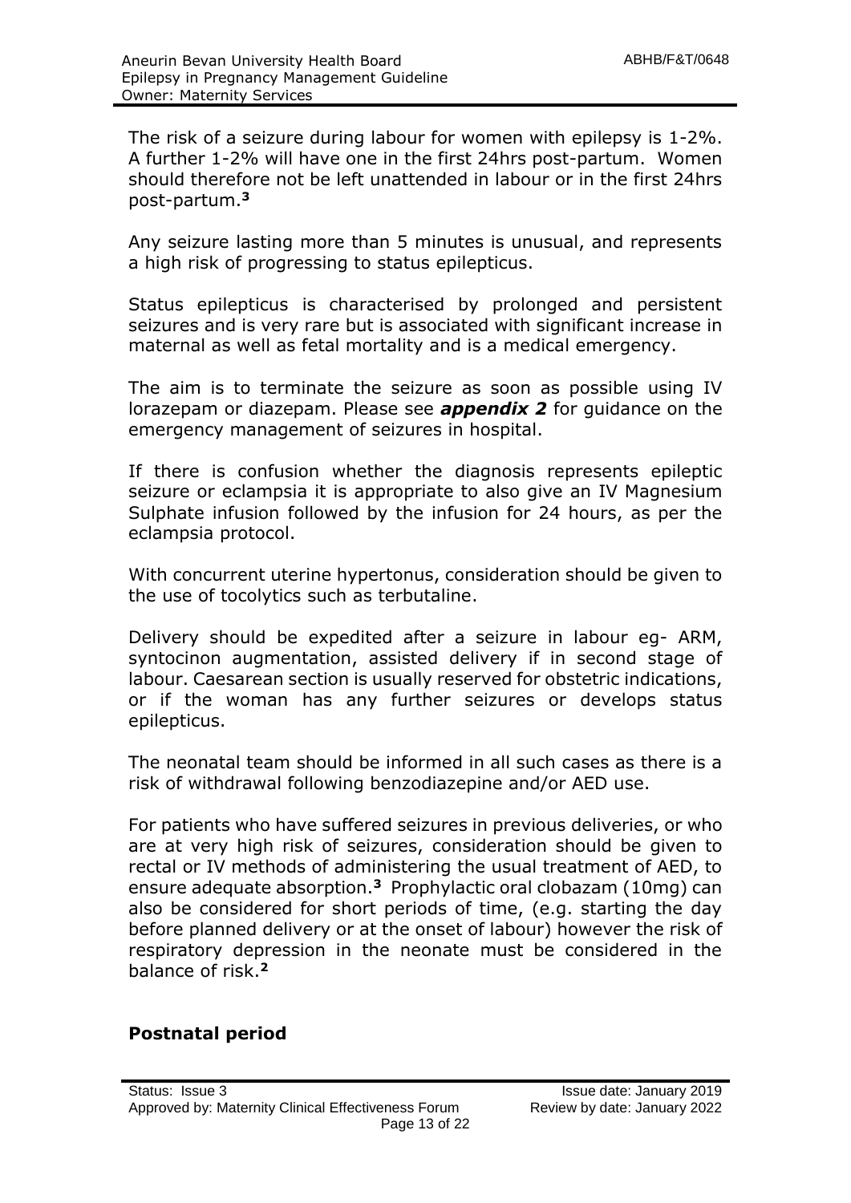The risk of a seizure during labour for women with epilepsy is 1-2%. A further 1-2% will have one in the first 24hrs post-partum. Women should therefore not be left unattended in labour or in the first 24hrs post-partum.[3]

Any seizure lasting more than 5 minutes is unusual, and represents a high risk of progressing to status epilepticus.

Status epilepticus is characterised by prolonged and persistent seizures and is very rare but is associated with significant increase in maternal as well as fetal mortality and is a medical emergency.

The aim is to terminate the seizure as soon as possible using IV lorazepam or diazepam. Please see ***appendix 2*** for guidance on the emergency management of seizures in hospital.

If there is confusion whether the diagnosis represents epileptic seizure or eclampsia it is appropriate to also give an IV Magnesium Sulphate infusion followed by the infusion for 24 hours, as per the eclampsia protocol.

With concurrent uterine hypertonus, consideration should be given to the use of tocolytics such as terbutaline.

Delivery should be expedited after a seizure in labour eg- ARM, syntocinon augmentation, assisted delivery if in second stage of labour. Caesarean section is usually reserved for obstetric indications, or if the woman has any further seizures or develops status epilepticus.

The neonatal team should be informed in all such cases as there is a risk of withdrawal following benzodiazepine and/or AED use.

For patients who have suffered seizures in previous deliveries, or who are at very high risk of seizures, consideration should be given to rectal or IV methods of administering the usual treatment of AED, to ensure adequate absorption.[3] Prophylactic oral clobazam (10mg) can also be considered for short periods of time, (e.g. starting the day before planned delivery or at the onset of labour) however the risk of respiratory depression in the neonate must be considered in the balance of risk.[2]

## Postnatal period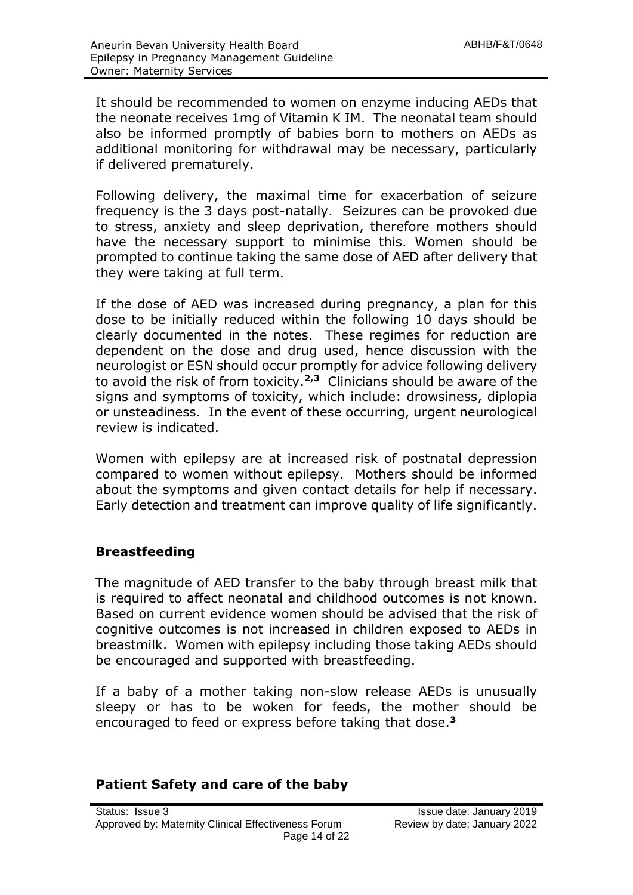It should be recommended to women on enzyme inducing AEDs that the neonate receives 1mg of Vitamin K IM. The neonatal team should also be informed promptly of babies born to mothers on AEDs as additional monitoring for withdrawal may be necessary, particularly if delivered prematurely.

Following delivery, the maximal time for exacerbation of seizure frequency is the 3 days post-natally. Seizures can be provoked due to stress, anxiety and sleep deprivation, therefore mothers should have the necessary support to minimise this. Women should be prompted to continue taking the same dose of AED after delivery that they were taking at full term.

If the dose of AED was increased during pregnancy, a plan for this dose to be initially reduced within the following 10 days should be clearly documented in the notes. These regimes for reduction are dependent on the dose and drug used, hence discussion with the neurologist or ESN should occur promptly for advice following delivery to avoid the risk of from toxicity.[2,3] Clinicians should be aware of the signs and symptoms of toxicity, which include: drowsiness, diplopia or unsteadiness. In the event of these occurring, urgent neurological review is indicated.

Women with epilepsy are at increased risk of postnatal depression compared to women without epilepsy. Mothers should be informed about the symptoms and given contact details for help if necessary. Early detection and treatment can improve quality of life significantly.

## Breastfeeding

The magnitude of AED transfer to the baby through breast milk that is required to affect neonatal and childhood outcomes is not known. Based on current evidence women should be advised that the risk of cognitive outcomes is not increased in children exposed to AEDs in breastmilk. Women with epilepsy including those taking AEDs should be encouraged and supported with breastfeeding.

If a baby of a mother taking non-slow release AEDs is unusually sleepy or has to be woken for feeds, the mother should be encouraged to feed or express before taking that dose.[3]

## Patient Safety and care of the baby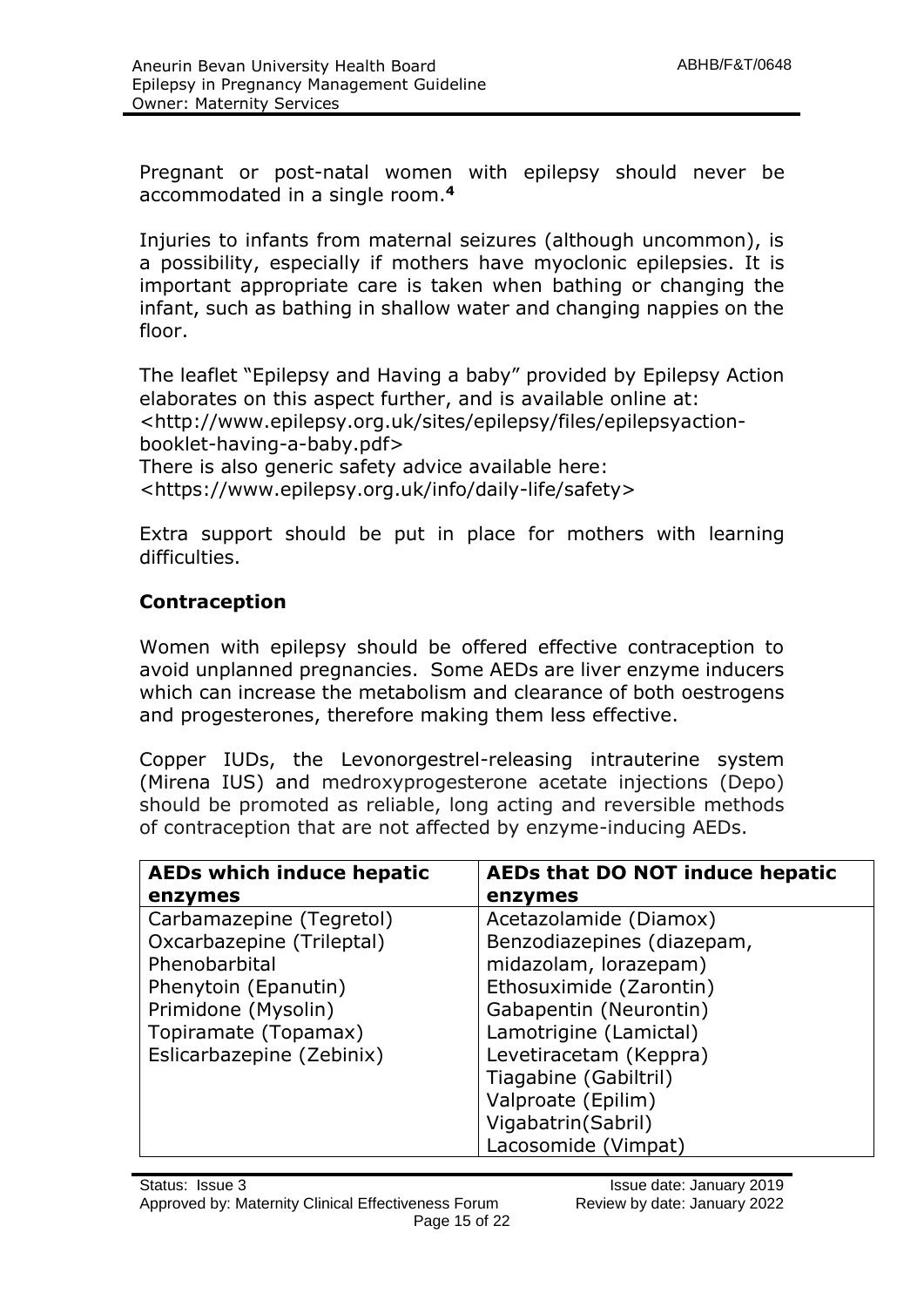Pregnant or post-natal women with epilepsy should never be accommodated in a single room.[4]

Injuries to infants from maternal seizures (although uncommon), is a possibility, especially if mothers have myoclonic epilepsies. It is important appropriate care is taken when bathing or changing the infant, such as bathing in shallow water and changing nappies on the floor.

The leaflet "Epilepsy and Having a baby" provided by Epilepsy Action elaborates on this aspect further, and is available online at: <http://www.epilepsy.org.uk/sites/epilepsy/files/epilepsyaction-booklet-having-a-baby.pdf>
There is also generic safety advice available here: <https://www.epilepsy.org.uk/info/daily-life/safety>

Extra support should be put in place for mothers with learning difficulties.

### Contraception

Women with epilepsy should be offered effective contraception to avoid unplanned pregnancies. Some AEDs are liver enzyme inducers which can increase the metabolism and clearance of both oestrogens and progesterones, therefore making them less effective.

Copper IUDs, the Levonorgestrel-releasing intrauterine system (Mirena IUS) and medroxyprogesterone acetate injections (Depo) should be promoted as reliable, long acting and reversible methods of contraception that are not affected by enzyme-inducing AEDs.

| AEDs which induce hepatic enzymes | AEDs that DO NOT induce hepatic enzymes |
|---|---|
| Carbamazepine (Tegretol) | Acetazolamide (Diamox) |
| Oxcarbazepine (Trileptal) | Benzodiazepines (diazepam, midazolam, lorazepam) |
| Phenobarbital | Ethosuximide (Zarontin) |
| Phenytoin (Epanutin) | Gabapentin (Neurontin) |
| Primidone (Mysolin) | Lamotrigine (Lamictal) |
| Topiramate (Topamax) | Levetiracetam (Keppra) |
| Eslicarbazepine (Zebinix) | Tiagabine (Gabiltril) |
| | Valproate (Epilim) |
| | Vigabatrin(Sabril) |
| | Lacosomide (Vimpat) |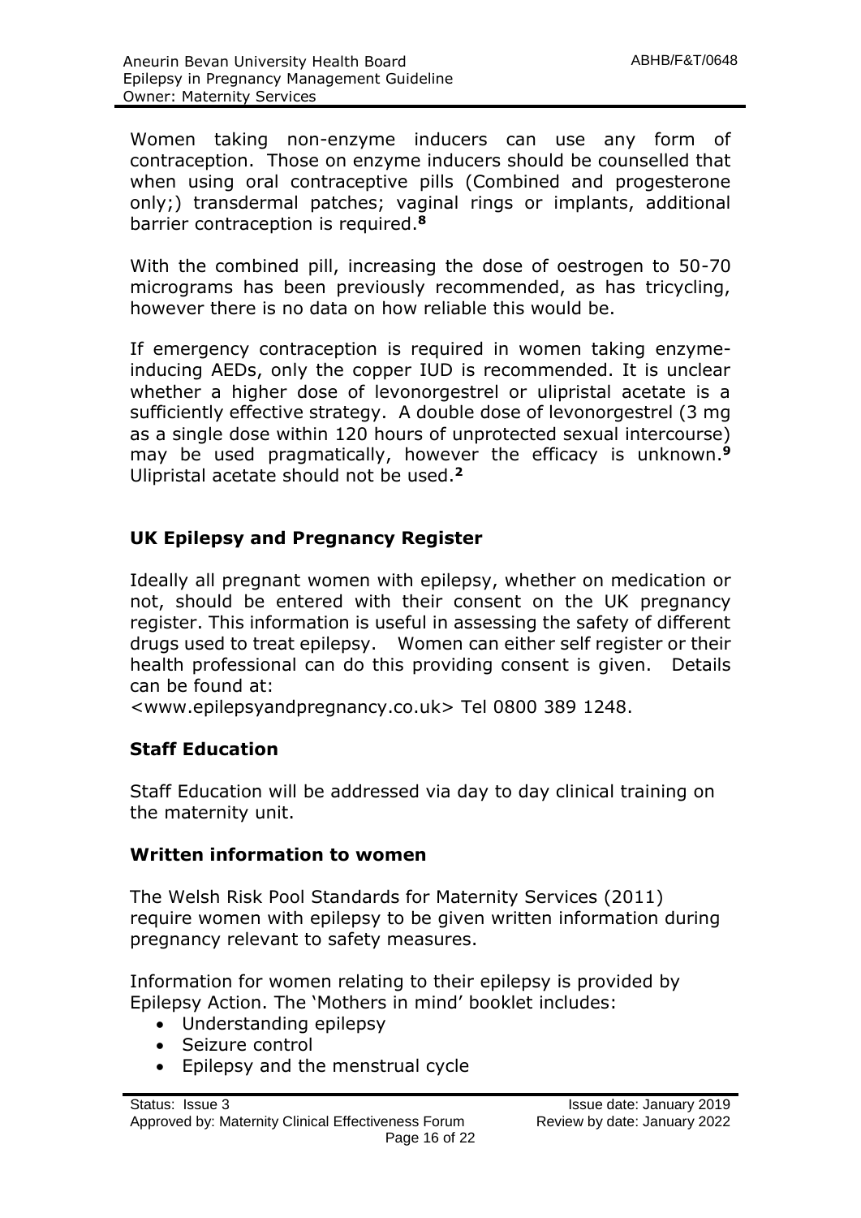Women taking non-enzyme inducers can use any form of contraception. Those on enzyme inducers should be counselled that when using oral contraceptive pills (Combined and progesterone only;) transdermal patches; vaginal rings or implants, additional barrier contraception is required.[8]

With the combined pill, increasing the dose of oestrogen to 50-70 micrograms has been previously recommended, as has tricycling, however there is no data on how reliable this would be.

If emergency contraception is required in women taking enzyme-inducing AEDs, only the copper IUD is recommended. It is unclear whether a higher dose of levonorgestrel or ulipristal acetate is a sufficiently effective strategy. A double dose of levonorgestrel (3 mg as a single dose within 120 hours of unprotected sexual intercourse) may be used pragmatically, however the efficacy is unknown.[9] Ulipristal acetate should not be used.[2]

## UK Epilepsy and Pregnancy Register

Ideally all pregnant women with epilepsy, whether on medication or not, should be entered with their consent on the UK pregnancy register. This information is useful in assessing the safety of different drugs used to treat epilepsy. Women can either self register or their health professional can do this providing consent is given. Details can be found at:
<www.epilepsyandpregnancy.co.uk> Tel 0800 389 1248.

## Staff Education

Staff Education will be addressed via day to day clinical training on the maternity unit.

## Written information to women

The Welsh Risk Pool Standards for Maternity Services (2011) require women with epilepsy to be given written information during pregnancy relevant to safety measures.

Information for women relating to their epilepsy is provided by Epilepsy Action. The 'Mothers in mind' booklet includes:

- Understanding epilepsy
- Seizure control
- Epilepsy and the menstrual cycle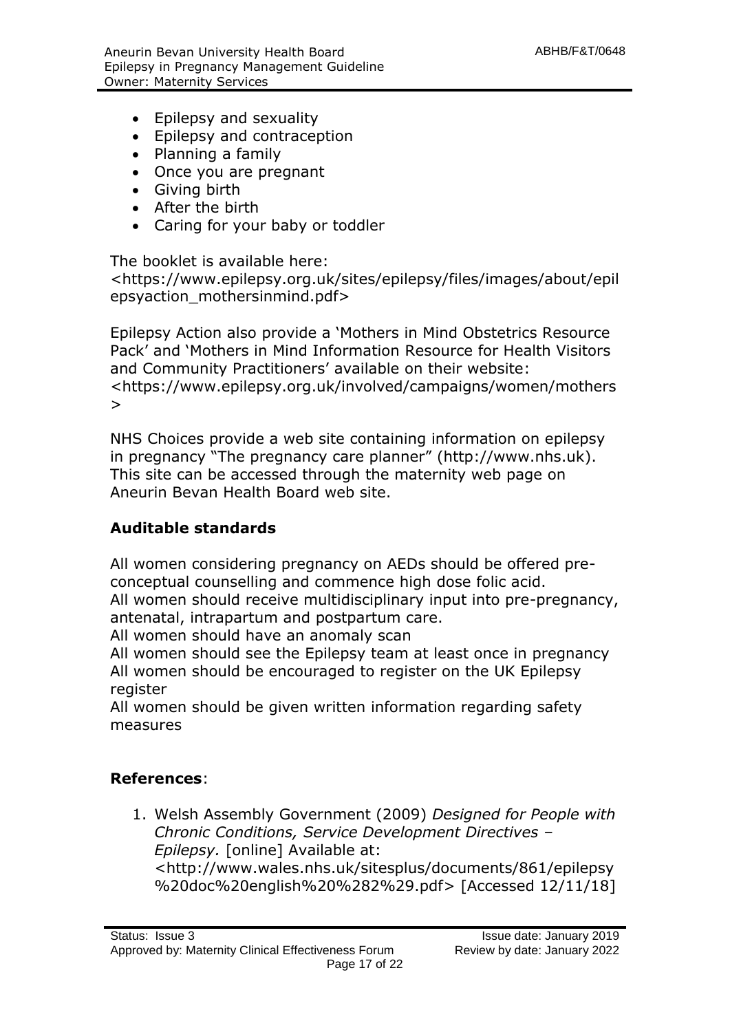- Epilepsy and sexuality
- Epilepsy and contraception
- Planning a family
- Once you are pregnant
- Giving birth
- After the birth
- Caring for your baby or toddler

The booklet is available here:
<https://www.epilepsy.org.uk/sites/epilepsy/files/images/about/epilepsyaction_mothersinmind.pdf>

Epilepsy Action also provide a 'Mothers in Mind Obstetrics Resource Pack' and 'Mothers in Mind Information Resource for Health Visitors and Community Practitioners' available on their website:
<https://www.epilepsy.org.uk/involved/campaigns/women/mothers>

NHS Choices provide a web site containing information on epilepsy in pregnancy "The pregnancy care planner" (http://www.nhs.uk). This site can be accessed through the maternity web page on Aneurin Bevan Health Board web site.

## Auditable standards

All women considering pregnancy on AEDs should be offered pre-conceptual counselling and commence high dose folic acid.
All women should receive multidisciplinary input into pre-pregnancy, antenatal, intrapartum and postpartum care.
All women should have an anomaly scan
All women should see the Epilepsy team at least once in pregnancy
All women should be encouraged to register on the UK Epilepsy register
All women should be given written information regarding safety measures

## References:

1. Welsh Assembly Government (2009) *Designed for People with Chronic Conditions, Service Development Directives – Epilepsy.* [online] Available at: <http://www.wales.nhs.uk/sitesplus/documents/861/epilepsy%20doc%20english%20%282%29.pdf> [Accessed 12/11/18]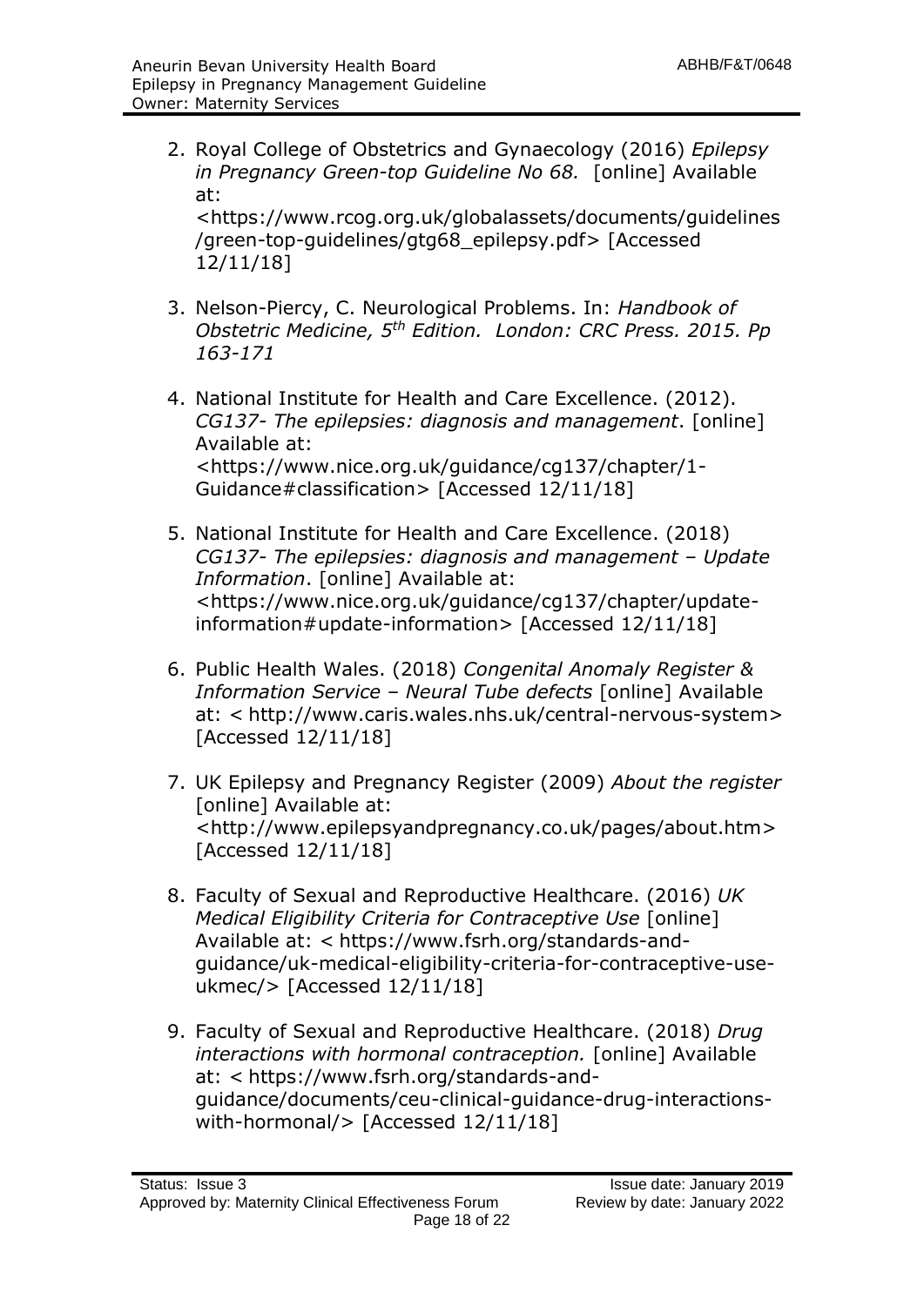2. Royal College of Obstetrics and Gynaecology (2016) *Epilepsy in Pregnancy Green-top Guideline No 68.* [online] Available at: <https://www.rcog.org.uk/globalassets/documents/guidelines/green-top-guidelines/gtg68_epilepsy.pdf> [Accessed 12/11/18]

3. Nelson-Piercy, C. Neurological Problems. In: *Handbook of Obstetric Medicine, 5th Edition. London: CRC Press. 2015. Pp 163-171*

4. National Institute for Health and Care Excellence. (2012). *CG137- The epilepsies: diagnosis and management*. [online] Available at: <https://www.nice.org.uk/guidance/cg137/chapter/1-Guidance#classification> [Accessed 12/11/18]

5. National Institute for Health and Care Excellence. (2018) *CG137- The epilepsies: diagnosis and management – Update Information*. [online] Available at: <https://www.nice.org.uk/guidance/cg137/chapter/update-information#update-information> [Accessed 12/11/18]

6. Public Health Wales. (2018) *Congenital Anomaly Register & Information Service – Neural Tube defects* [online] Available at: < http://www.caris.wales.nhs.uk/central-nervous-system> [Accessed 12/11/18]

7. UK Epilepsy and Pregnancy Register (2009) *About the register* [online] Available at: <http://www.epilepsyandpregnancy.co.uk/pages/about.htm> [Accessed 12/11/18]

8. Faculty of Sexual and Reproductive Healthcare. (2016) *UK Medical Eligibility Criteria for Contraceptive Use* [online] Available at: < https://www.fsrh.org/standards-and-guidance/uk-medical-eligibility-criteria-for-contraceptive-use-ukmec/> [Accessed 12/11/18]

9. Faculty of Sexual and Reproductive Healthcare. (2018) *Drug interactions with hormonal contraception.* [online] Available at: < https://www.fsrh.org/standards-and-guidance/documents/ceu-clinical-guidance-drug-interactions-with-hormonal/> [Accessed 12/11/18]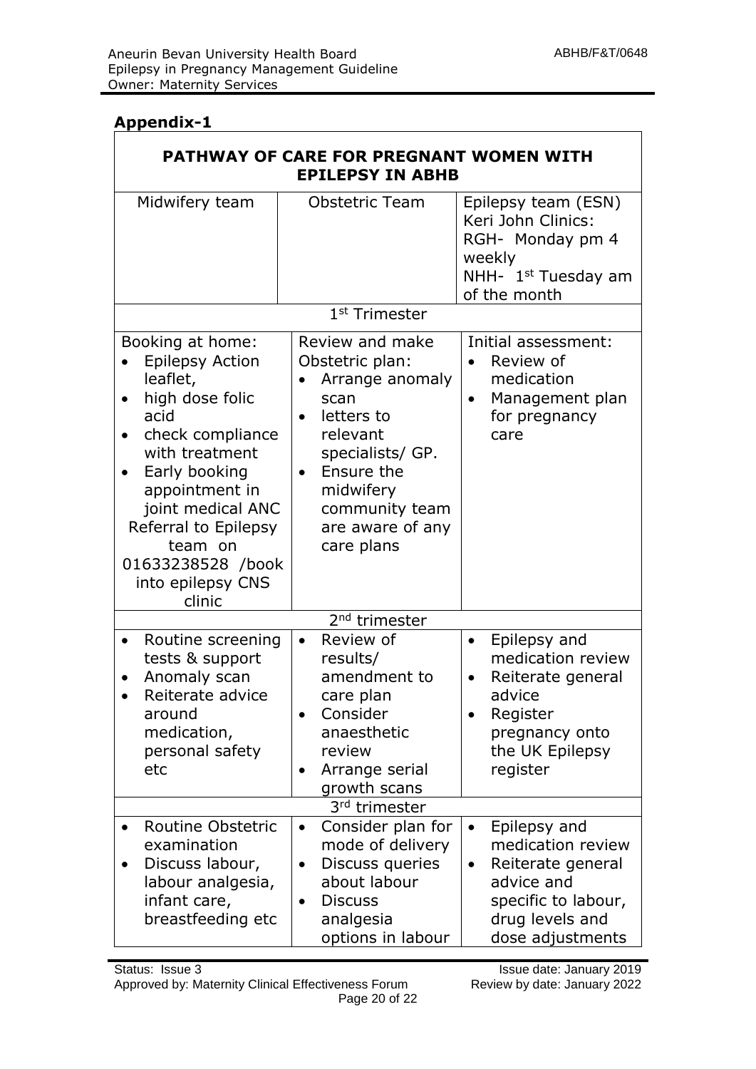## Appendix-1

| PATHWAY OF CARE FOR PREGNANT WOMEN WITH EPILEPSY IN ABHB | | |
|---|---|---|
| Midwifery team | Obstetric Team | Epilepsy team (ESN) Keri John Clinics: RGH- Monday pm 4 weekly NHH- 1st Tuesday am of the month |
| **1st Trimester** | | |
| Booking at home:<br>• Epilepsy Action leaflet,<br>• high dose folic acid<br>• check compliance with treatment<br>• Early booking appointment in joint medical ANC<br>Referral to Epilepsy team on 01633238528 /book into epilepsy CNS clinic | Review and make Obstetric plan:<br>• Arrange anomaly scan<br>• letters to relevant specialists/ GP.<br>• Ensure the midwifery community team are aware of any care plans | Initial assessment:<br>• Review of medication<br>• Management plan for pregnancy care |
| **2nd trimester** | | |
| • Routine screening tests & support<br>• Anomaly scan<br>• Reiterate advice around medication, personal safety etc | • Review of results/ amendment to care plan<br>• Consider anaesthetic review<br>• Arrange serial growth scans | • Epilepsy and medication review<br>• Reiterate general advice<br>• Register pregnancy onto the UK Epilepsy register |
| **3rd trimester** | | |
| • Routine Obstetric examination<br>• Discuss labour, labour analgesia, infant care, breastfeeding etc | • Consider plan for mode of delivery<br>• Discuss queries about labour<br>• Discuss analgesia options in labour | • Epilepsy and medication review<br>• Reiterate general advice and specific to labour, drug levels and dose adjustments |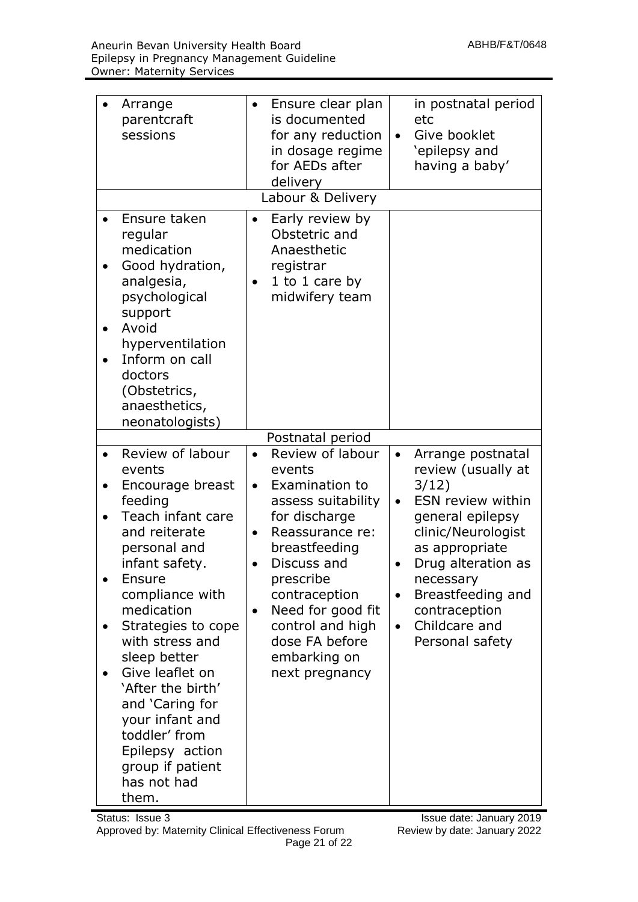| | | |
|---|---|---|
| • Arrange parentcraft sessions | • Ensure clear plan is documented for any reduction in dosage regime for AEDs after delivery | in postnatal period etc<br>• Give booklet 'epilepsy and having a baby' |
| Labour & Delivery | | |
| • Ensure taken regular medication<br>• Good hydration, analgesia, psychological support<br>• Avoid hyperventilation<br>• Inform on call doctors (Obstetrics, anaesthetics, neonatologists) | • Early review by Obstetric and Anaesthetic registrar<br>• 1 to 1 care by midwifery team | |
| Postnatal period | | |
| • Review of labour events<br>• Encourage breast feeding<br>• Teach infant care and reiterate personal and infant safety.<br>• Ensure compliance with medication<br>• Strategies to cope with stress and sleep better<br>• Give leaflet on 'After the birth' and 'Caring for your infant and toddler' from Epilepsy action group if patient has not had them. | • Review of labour events<br>• Examination to assess suitability for discharge<br>• Reassurance re: breastfeeding<br>• Discuss and prescribe contraception<br>• Need for good fit control and high dose FA before embarking on next pregnancy | • Arrange postnatal review (usually at 3/12)<br>• ESN review within general epilepsy clinic/Neurologist as appropriate<br>• Drug alteration as necessary<br>• Breastfeeding and contraception<br>• Childcare and Personal safety |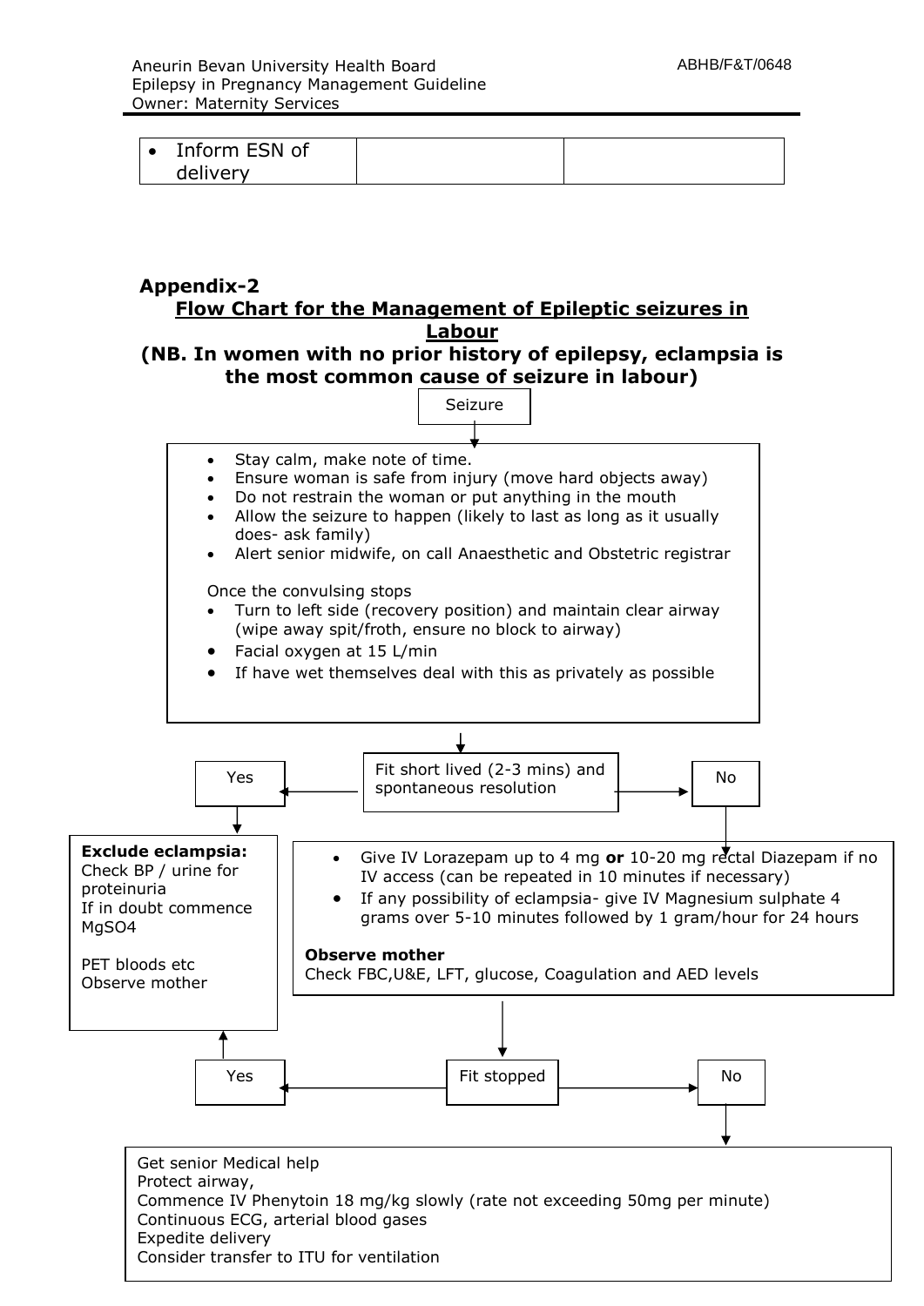| | | |
|---|---|---|
| • Inform ESN of delivery | | |

## Appendix-2

### Flow Chart for the Management of Epileptic seizures in Labour

**(NB. In women with no prior history of epilepsy, eclampsia is the most common cause of seizure in labour)**

Seizure

- Stay calm, make note of time.
- Ensure woman is safe from injury (move hard objects away)
- Do not restrain the woman or put anything in the mouth
- Allow the seizure to happen (likely to last as long as it usually does- ask family)
- Alert senior midwife, on call Anaesthetic and Obstetric registrar

Once the convulsing stops

- Turn to left side (recovery position) and maintain clear airway (wipe away spit/froth, ensure no block to airway)
- Facial oxygen at 15 L/min
- If have wet themselves deal with this as privately as possible

Fit short lived (2-3 mins) and spontaneous resolution

Yes

**Exclude eclampsia:**
Check BP / urine for proteinuria
If in doubt commence MgSO4

PET bloods etc
Observe mother

No

- Give IV Lorazepam up to 4 mg **or** 10-20 mg rectal Diazepam if no IV access (can be repeated in 10 minutes if necessary)
- If any possibility of eclampsia- give IV Magnesium sulphate 4 grams over 5-10 minutes followed by 1 gram/hour for 24 hours

**Observe mother**
Check FBC,U&E, LFT, glucose, Coagulation and AED levels

Fit stopped

Yes (→ Exclude eclampsia)

No

Get senior Medical help
Protect airway,
Commence IV Phenytoin 18 mg/kg slowly (rate not exceeding 50mg per minute)
Continuous ECG, arterial blood gases
Expedite delivery
Consider transfer to ITU for ventilation